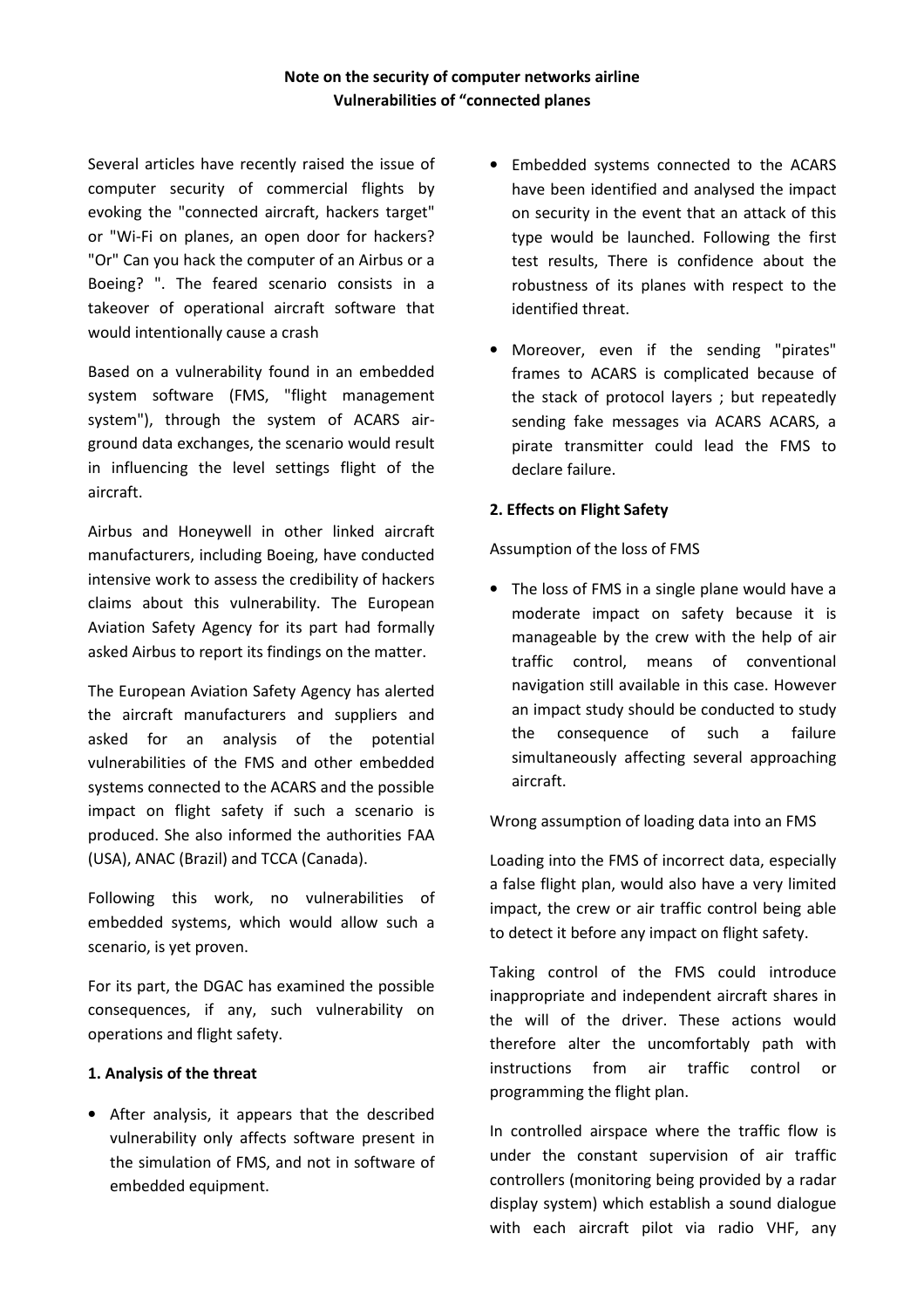**Note on the security of computer networks airline**
**Vulnerabilities of "connected planes**

Several articles have recently raised the issue of computer security of commercial flights by evoking the "connected aircraft, hackers target" or "Wi-Fi on planes, an open door for hackers? "Or" Can you hack the computer of an Airbus or a Boeing? ". The feared scenario consists in a takeover of operational aircraft software that would intentionally cause a crash

Based on a vulnerability found in an embedded system software (FMS, "flight management system"), through the system of ACARS air-ground data exchanges, the scenario would result in influencing the level settings flight of the aircraft.

Airbus and Honeywell in other linked aircraft manufacturers, including Boeing, have conducted intensive work to assess the credibility of hackers claims about this vulnerability. The European Aviation Safety Agency for its part had formally asked Airbus to report its findings on the matter.

The European Aviation Safety Agency has alerted the aircraft manufacturers and suppliers and asked for an analysis of the potential vulnerabilities of the FMS and other embedded systems connected to the ACARS and the possible impact on flight safety if such a scenario is produced. She also informed the authorities FAA (USA), ANAC (Brazil) and TCCA (Canada).

Following this work, no vulnerabilities of embedded systems, which would allow such a scenario, is yet proven.

For its part, the DGAC has examined the possible consequences, if any, such vulnerability on operations and flight safety.

**1. Analysis of the threat**

- After analysis, it appears that the described vulnerability only affects software present in the simulation of FMS, and not in software of embedded equipment.
- Embedded systems connected to the ACARS have been identified and analysed the impact on security in the event that an attack of this type would be launched. Following the first test results, There is confidence about the robustness of its planes with respect to the identified threat.
- Moreover, even if the sending "pirates" frames to ACARS is complicated because of the stack of protocol layers ; but repeatedly sending fake messages via ACARS ACARS, a pirate transmitter could lead the FMS to declare failure.

**2. Effects on Flight Safety**

Assumption of the loss of FMS

- The loss of FMS in a single plane would have a moderate impact on safety because it is manageable by the crew with the help of air traffic control, means of conventional navigation still available in this case. However an impact study should be conducted to study the consequence of such a failure simultaneously affecting several approaching aircraft.

Wrong assumption of loading data into an FMS

Loading into the FMS of incorrect data, especially a false flight plan, would also have a very limited impact, the crew or air traffic control being able to detect it before any impact on flight safety.

Taking control of the FMS could introduce inappropriate and independent aircraft shares in the will of the driver. These actions would therefore alter the uncomfortably path with instructions from air traffic control or programming the flight plan.

In controlled airspace where the traffic flow is under the constant supervision of air traffic controllers (monitoring being provided by a radar display system) which establish a sound dialogue with each aircraft pilot via radio VHF, any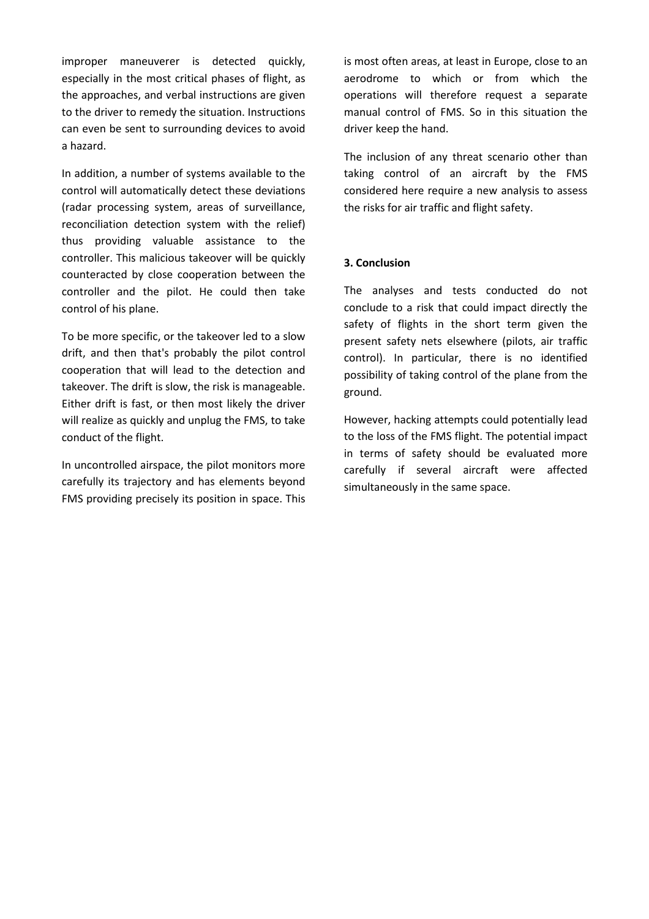improper maneuverer is detected quickly, especially in the most critical phases of flight, as the approaches, and verbal instructions are given to the driver to remedy the situation. Instructions can even be sent to surrounding devices to avoid a hazard.

In addition, a number of systems available to the control will automatically detect these deviations (radar processing system, areas of surveillance, reconciliation detection system with the relief) thus providing valuable assistance to the controller. This malicious takeover will be quickly counteracted by close cooperation between the controller and the pilot. He could then take control of his plane.

To be more specific, or the takeover led to a slow drift, and then that's probably the pilot control cooperation that will lead to the detection and takeover. The drift is slow, the risk is manageable. Either drift is fast, or then most likely the driver will realize as quickly and unplug the FMS, to take conduct of the flight.

In uncontrolled airspace, the pilot monitors more carefully its trajectory and has elements beyond FMS providing precisely its position in space. This is most often areas, at least in Europe, close to an aerodrome to which or from which the operations will therefore request a separate manual control of FMS. So in this situation the driver keep the hand.

The inclusion of any threat scenario other than taking control of an aircraft by the FMS considered here require a new analysis to assess the risks for air traffic and flight safety.

### 3. Conclusion

The analyses and tests conducted do not conclude to a risk that could impact directly the safety of flights in the short term given the present safety nets elsewhere (pilots, air traffic control). In particular, there is no identified possibility of taking control of the plane from the ground.

However, hacking attempts could potentially lead to the loss of the FMS flight. The potential impact in terms of safety should be evaluated more carefully if several aircraft were affected simultaneously in the same space.